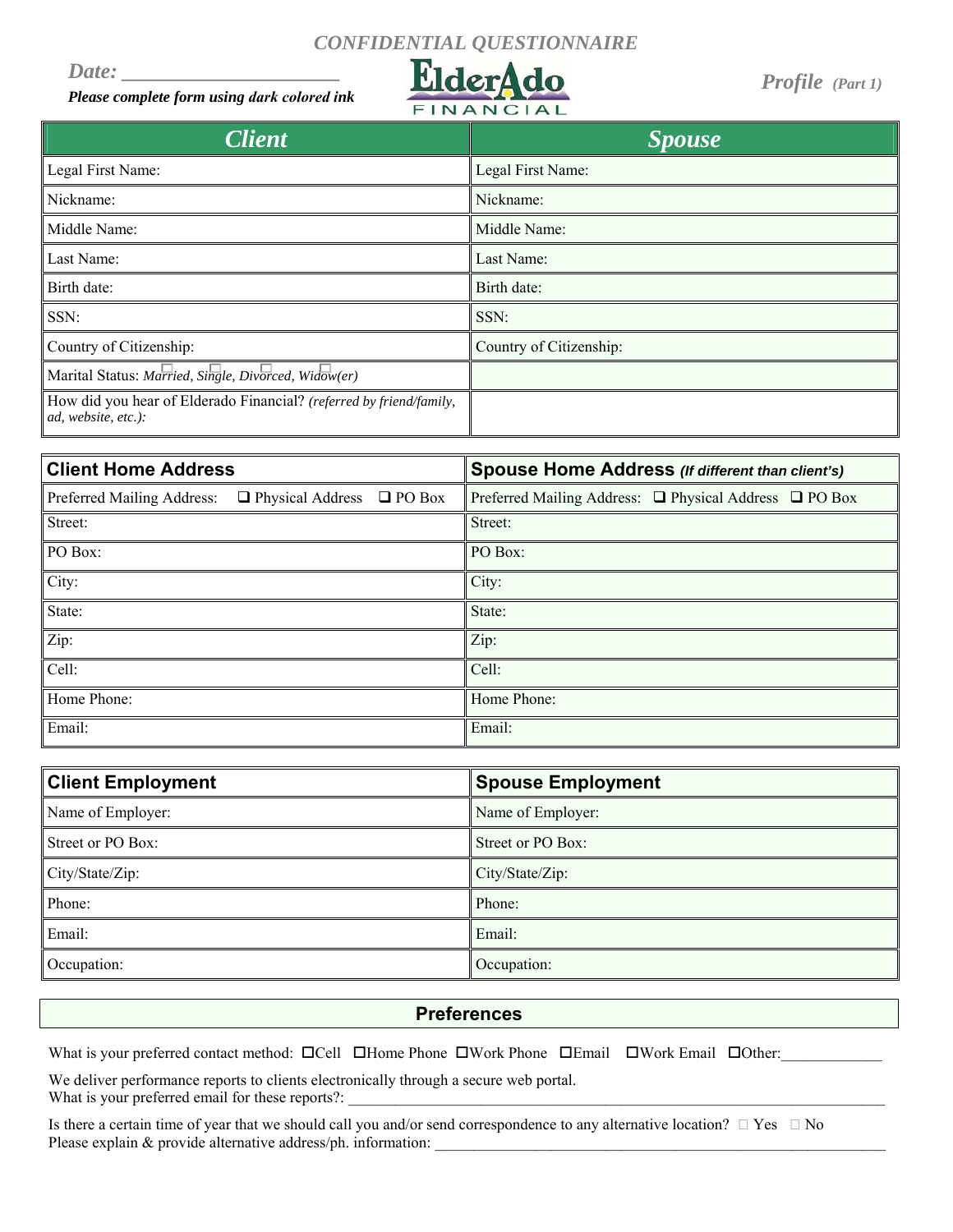*CONFIDENTIAL QUESTIONNAIRE*

***Date:*** ______________________

***Please complete form using dark colored ink***

ElderAdo FINANCIAL

***Profile*** *(Part 1)*

| *Client* | *Spouse* |
|---|---|
| Legal First Name: | Legal First Name: |
| Nickname: | Nickname: |
| Middle Name: | Middle Name: |
| Last Name: | Last Name: |
| Birth date: | Birth date: |
| SSN: | SSN: |
| Country of Citizenship: | Country of Citizenship: |
| Marital Status: ☐ *Married*, ☐ *Single*, ☐ *Divorced*, ☐ *Widow(er)* | |
| How did you hear of Elderado Financial? *(referred by friend/family, ad, website, etc.):* | |

| **Client Home Address** | **Spouse Home Address** ***(If different than client's)*** |
|---|---|
| Preferred Mailing Address: ☐ Physical Address ☐ PO Box | Preferred Mailing Address: ☐ Physical Address ☐ PO Box |
| Street: | Street: |
| PO Box: | PO Box: |
| City: | City: |
| State: | State: |
| Zip: | Zip: |
| Cell: | Cell: |
| Home Phone: | Home Phone: |
| Email: | Email: |

| **Client Employment** | **Spouse Employment** |
|---|---|
| Name of Employer: | Name of Employer: |
| Street or PO Box: | Street or PO Box: |
| City/State/Zip: | City/State/Zip: |
| Phone: | Phone: |
| Email: | Email: |
| Occupation: | Occupation: |

## Preferences

What is your preferred contact method: ☐Cell ☐Home Phone ☐Work Phone ☐Email ☐Work Email ☐Other:_____________

We deliver performance reports to clients electronically through a secure web portal.
What is your preferred email for these reports?: ____________________________________________

Is there a certain time of year that we should call you and/or send correspondence to any alternative location? ☐ Yes ☐ No
Please explain & provide alternative address/ph. information: ____________________________________________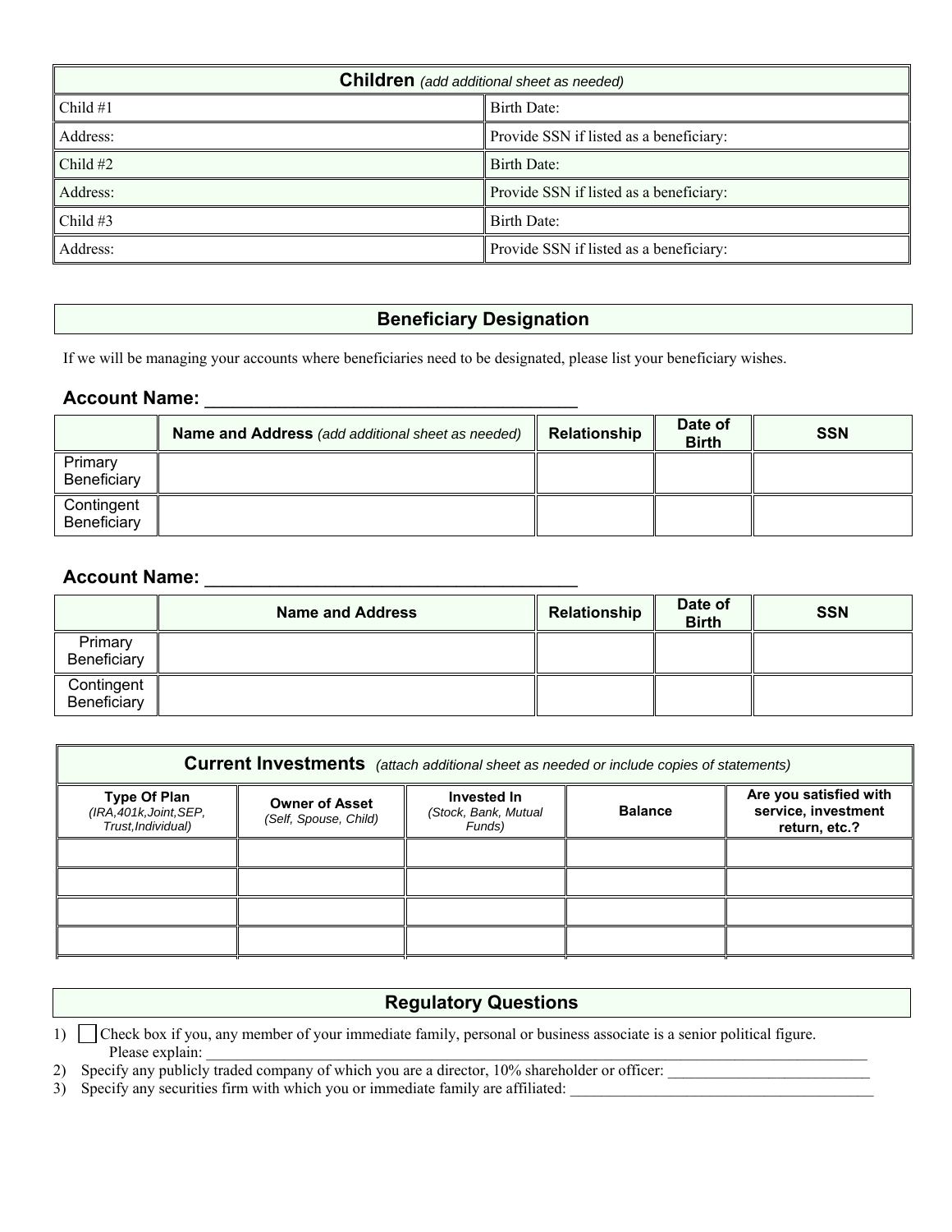| **Children** *(add additional sheet as needed)* | |
|---|---|
| Child #1 | Birth Date: |
| Address: | Provide SSN if listed as a beneficiary: |
| Child #2 | Birth Date: |
| Address: | Provide SSN if listed as a beneficiary: |
| Child #3 | Birth Date: |
| Address: | Provide SSN if listed as a beneficiary: |

## Beneficiary Designation

If we will be managing your accounts where beneficiaries need to be designated, please list your beneficiary wishes.

### Account Name: ____________________________________

| | **Name and Address** *(add additional sheet as needed)* | **Relationship** | **Date of Birth** | **SSN** |
|---|---|---|---|---|
| Primary Beneficiary | | | | |
| Contingent Beneficiary | | | | |

### Account Name: ____________________________________

| | **Name and Address** | **Relationship** | **Date of Birth** | **SSN** |
|---|---|---|---|---|
| Primary Beneficiary | | | | |
| Contingent Beneficiary | | | | |

| **Current Investments** *(attach additional sheet as needed or include copies of statements)* | | | | |
|---|---|---|---|---|
| **Type Of Plan** *(IRA,401k,Joint,SEP, Trust,Individual)* | **Owner of Asset** *(Self, Spouse, Child)* | **Invested In** *(Stock, Bank, Mutual Funds)* | **Balance** | **Are you satisfied with service, investment return, etc.?** |
| | | | | |
| | | | | |
| | | | | |
| | | | | |

## Regulatory Questions

1) ☐ Check box if you, any member of your immediate family, personal or business associate is a senior political figure.
   Please explain: ____________________________________________________________________________________
2) Specify any publicly traded company of which you are a director, 10% shareholder or officer: __________________________
3) Specify any securities firm with which you or immediate family are affiliated: ______________________________________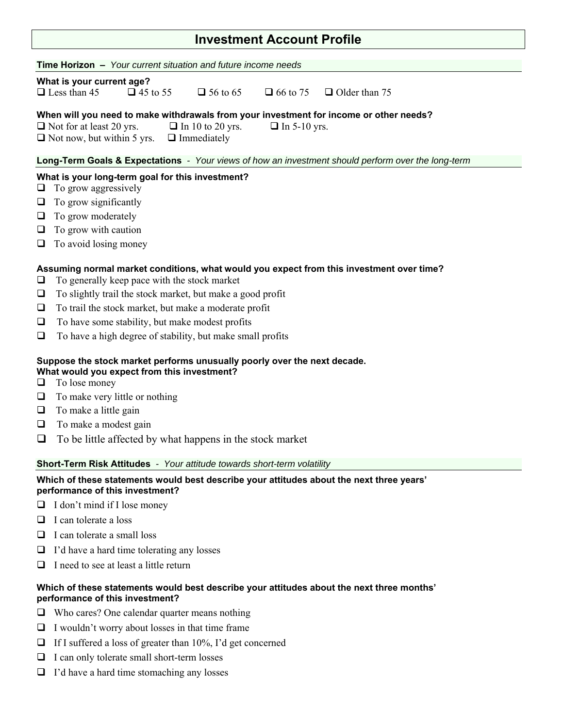# Investment Account Profile

## Time Horizon – *Your current situation and future income needs*

**What is your current age?**

- ❑ Less than 45
- ❑ 45 to 55
- ❑ 56 to 65
- ❑ 66 to 75
- ❑ Older than 75

**When will you need to make withdrawals from your investment for income or other needs?**

- ❑ Not for at least 20 yrs.
- ❑ In 10 to 20 yrs.
- ❑ In 5-10 yrs.
- ❑ Not now, but within 5 yrs.
- ❑ Immediately

## Long-Term Goals & Expectations - *Your views of how an investment should perform over the long-term*

**What is your long-term goal for this investment?**

- ❑ To grow aggressively
- ❑ To grow significantly
- ❑ To grow moderately
- ❑ To grow with caution
- ❑ To avoid losing money

**Assuming normal market conditions, what would you expect from this investment over time?**

- ❑ To generally keep pace with the stock market
- ❑ To slightly trail the stock market, but make a good profit
- ❑ To trail the stock market, but make a moderate profit
- ❑ To have some stability, but make modest profits
- ❑ To have a high degree of stability, but make small profits

**Suppose the stock market performs unusually poorly over the next decade.**
**What would you expect from this investment?**

- ❑ To lose money
- ❑ To make very little or nothing
- ❑ To make a little gain
- ❑ To make a modest gain
- ❑ To be little affected by what happens in the stock market

## Short-Term Risk Attitudes - *Your attitude towards short-term volatility*

**Which of these statements would best describe your attitudes about the next three years' performance of this investment?**

- ❑ I don't mind if I lose money
- ❑ I can tolerate a loss
- ❑ I can tolerate a small loss
- ❑ I'd have a hard time tolerating any losses
- ❑ I need to see at least a little return

**Which of these statements would best describe your attitudes about the next three months' performance of this investment?**

- ❑ Who cares? One calendar quarter means nothing
- ❑ I wouldn't worry about losses in that time frame
- ❑ If I suffered a loss of greater than 10%, I'd get concerned
- ❑ I can only tolerate small short-term losses
- ❑ I'd have a hard time stomaching any losses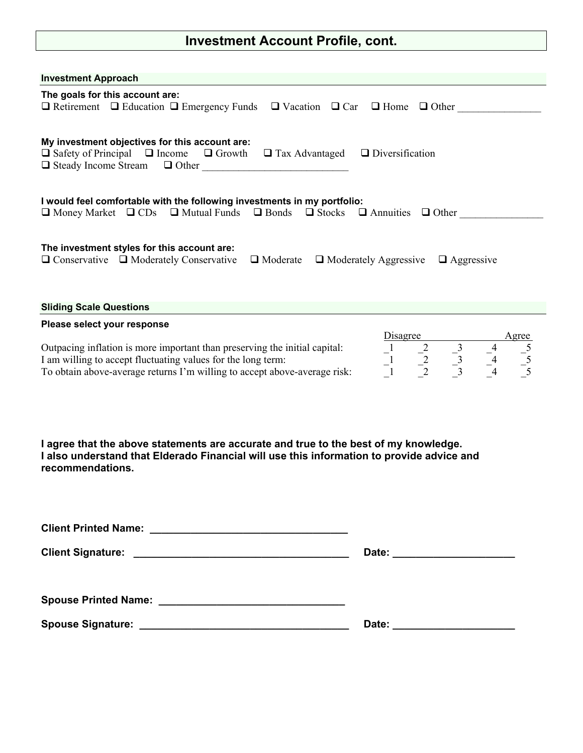# Investment Account Profile, cont.

## Investment Approach

**The goals for this account are:**

❑ Retirement ❑ Education ❑ Emergency Funds ❑ Vacation ❑ Car ❑ Home ❑ Other ________________

**My investment objectives for this account are:**

❑ Safety of Principal ❑ Income ❑ Growth ❑ Tax Advantaged ❑ Diversification
❑ Steady Income Stream ❑ Other ____________________________

**I would feel comfortable with the following investments in my portfolio:**

❑ Money Market ❑ CDs ❑ Mutual Funds ❑ Bonds ❑ Stocks ❑ Annuities ❑ Other ________________

**The investment styles for this account are:**

❑ Conservative ❑ Moderately Conservative ❑ Moderate ❑ Moderately Aggressive ❑ Aggressive

## Sliding Scale Questions

**Please select your response**

| | Disagree | | | | Agree |
|---|---|---|---|---|---|
| Outpacing inflation is more important than preserving the initial capital: | _1 | _2 | _3 | _4 | _5 |
| I am willing to accept fluctuating values for the long term: | _1 | _2 | _3 | _4 | _5 |
| To obtain above-average returns I'm willing to accept above-average risk: | _1 | _2 | _3 | _4 | _5 |

**I agree that the above statements are accurate and true to the best of my knowledge.**
**I also understand that Elderado Financial will use this information to provide advice and recommendations.**

**Client Printed Name:** ___________________________________

**Client Signature:** ______________________________________ **Date:** _____________________

**Spouse Printed Name:** _________________________________

**Spouse Signature:** _____________________________________ **Date:** _____________________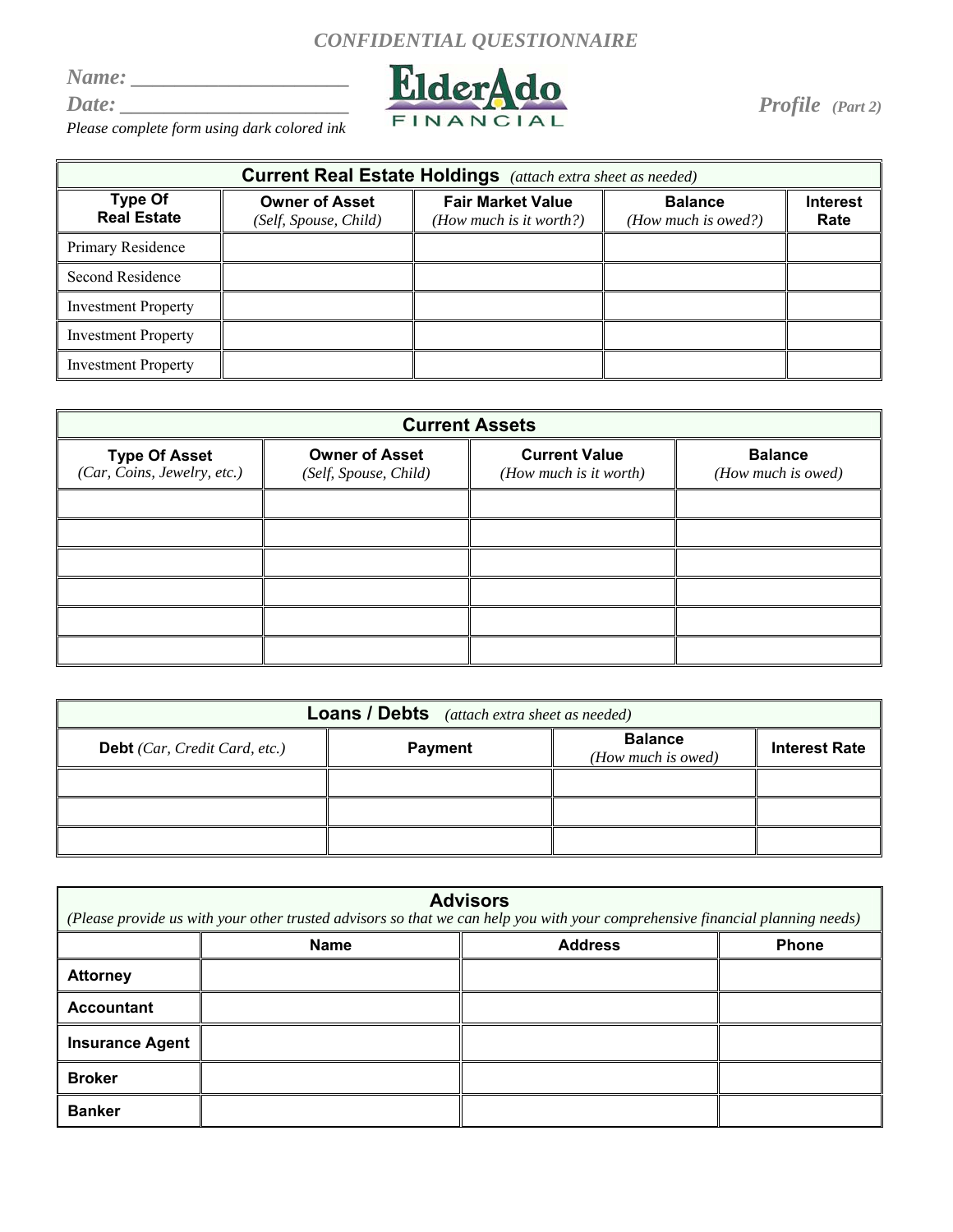*CONFIDENTIAL QUESTIONNAIRE*

*Name:* ____________________

*Date:* ______________________

Please complete form using dark colored ink

ElderAdo FINANCIAL

*Profile (Part 2)*

**Current Real Estate Holdings** *(attach extra sheet as needed)*

| Type Of Real Estate | Owner of Asset *(Self, Spouse, Child)* | Fair Market Value *(How much is it worth?)* | Balance *(How much is owed?)* | Interest Rate |
|---|---|---|---|---|
| Primary Residence | | | | |
| Second Residence | | | | |
| Investment Property | | | | |
| Investment Property | | | | |
| Investment Property | | | | |

**Current Assets**

| Type Of Asset *(Car, Coins, Jewelry, etc.)* | Owner of Asset *(Self, Spouse, Child)* | Current Value *(How much is it worth)* | Balance *(How much is owed)* |
|---|---|---|---|
| | | | |
| | | | |
| | | | |
| | | | |
| | | | |
| | | | |

**Loans / Debts** *(attach extra sheet as needed)*

| **Debt** *(Car, Credit Card, etc.)* | Payment | Balance *(How much is owed)* | Interest Rate |
|---|---|---|---|
| | | | |
| | | | |
| | | | |

**Advisors**

*(Please provide us with your other trusted advisors so that we can help you with your comprehensive financial planning needs)*

| | Name | Address | Phone |
|---|---|---|---|
| **Attorney** | | | |
| **Accountant** | | | |
| **Insurance Agent** | | | |
| **Broker** | | | |
| **Banker** | | | |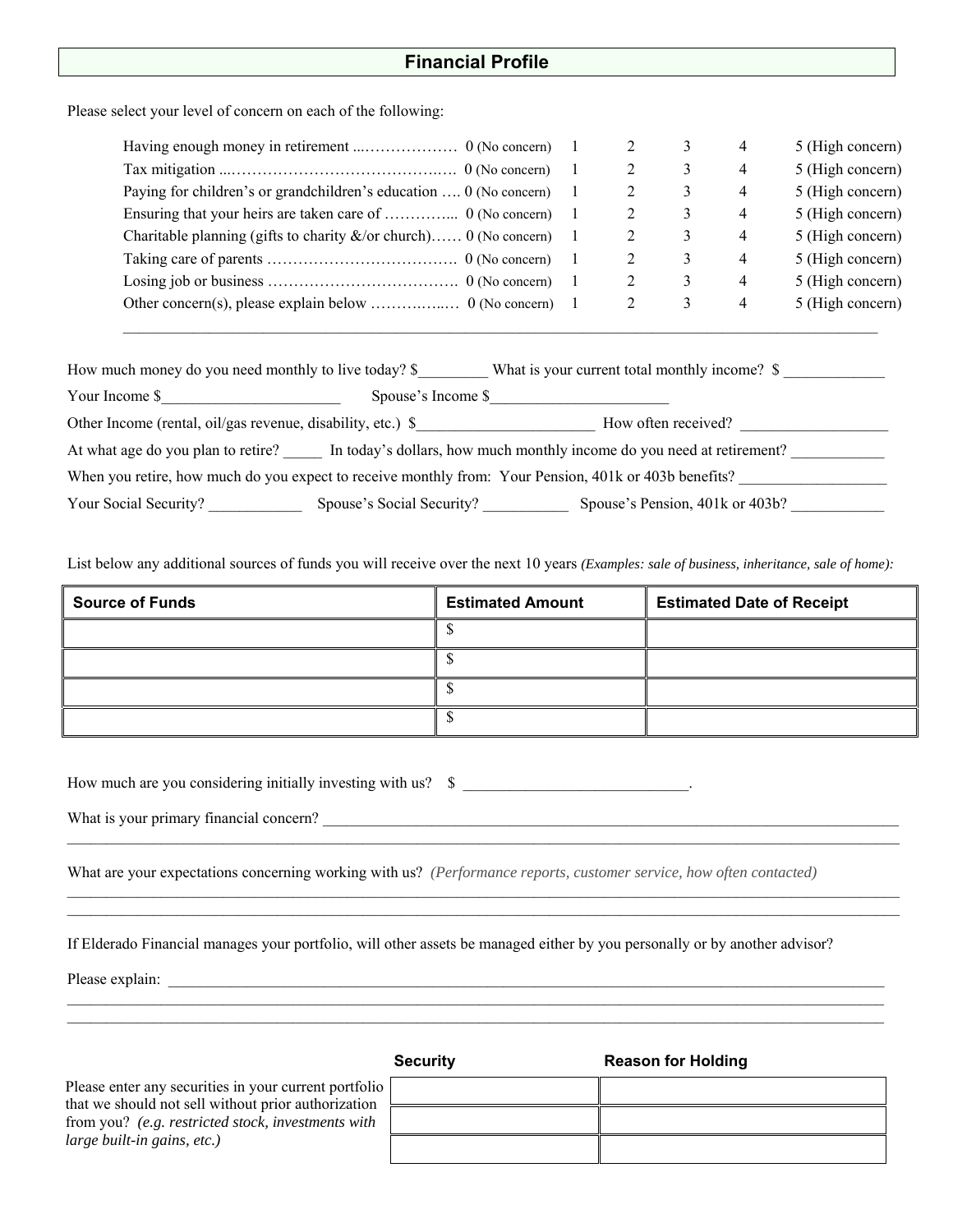## Financial Profile

Please select your level of concern on each of the following:

| | | | | | | |
|---|---|---|---|---|---|---|
| Having enough money in retirement ...……………… | 0 (No concern) | 1 | 2 | 3 | 4 | 5 (High concern) |
| Tax mitigation ...…………………………………..… | 0 (No concern) | 1 | 2 | 3 | 4 | 5 (High concern) |
| Paying for children's or grandchildren's education …. | 0 (No concern) | 1 | 2 | 3 | 4 | 5 (High concern) |
| Ensuring that your heirs are taken care of …………... | 0 (No concern) | 1 | 2 | 3 | 4 | 5 (High concern) |
| Charitable planning (gifts to charity &/or church)…… | 0 (No concern) | 1 | 2 | 3 | 4 | 5 (High concern) |
| Taking care of parents ………………………………. | 0 (No concern) | 1 | 2 | 3 | 4 | 5 (High concern) |
| Losing job or business ………………………………. | 0 (No concern) | 1 | 2 | 3 | 4 | 5 (High concern) |
| Other concern(s), please explain below …………..… | 0 (No concern) | 1 | 2 | 3 | 4 | 5 (High concern) |

____________________________________________________________________________________________

How much money do you need monthly to live today? $_________ What is your current total monthly income? $ _____________

Your Income $_______________________ Spouse's Income $_______________________

Other Income (rental, oil/gas revenue, disability, etc.) $_______________________ How often received? ___________________

At what age do you plan to retire? _____ In today's dollars, how much monthly income do you need at retirement? ____________

When you retire, how much do you expect to receive monthly from: Your Pension, 401k or 403b benefits? ___________________

Your Social Security? ____________ Spouse's Social Security? ___________ Spouse's Pension, 401k or 403b? ____________

List below any additional sources of funds you will receive over the next 10 years *(Examples: sale of business, inheritance, sale of home):*

| Source of Funds | Estimated Amount | Estimated Date of Receipt |
|---|---|---|
| | $ | |
| | $ | |
| | $ | |
| | $ | |

How much are you considering initially investing with us? $ _____________________________.

What is your primary financial concern? ________________________________________________________________________________
____________________________________________________________________________________________

What are your expectations concerning working with us? *(Performance reports, customer service, how often contacted)*
____________________________________________________________________________________________
____________________________________________________________________________________________

If Elderado Financial manages your portfolio, will other assets be managed either by you personally or by another advisor?

Please explain: _______________________________________________________________________________________
____________________________________________________________________________________________
____________________________________________________________________________________________

Please enter any securities in your current portfolio that we should not sell without prior authorization from you? *(e.g. restricted stock, investments with large built-in gains, etc.)*

| Security | Reason for Holding |
|---|---|
| | |
| | |
| | |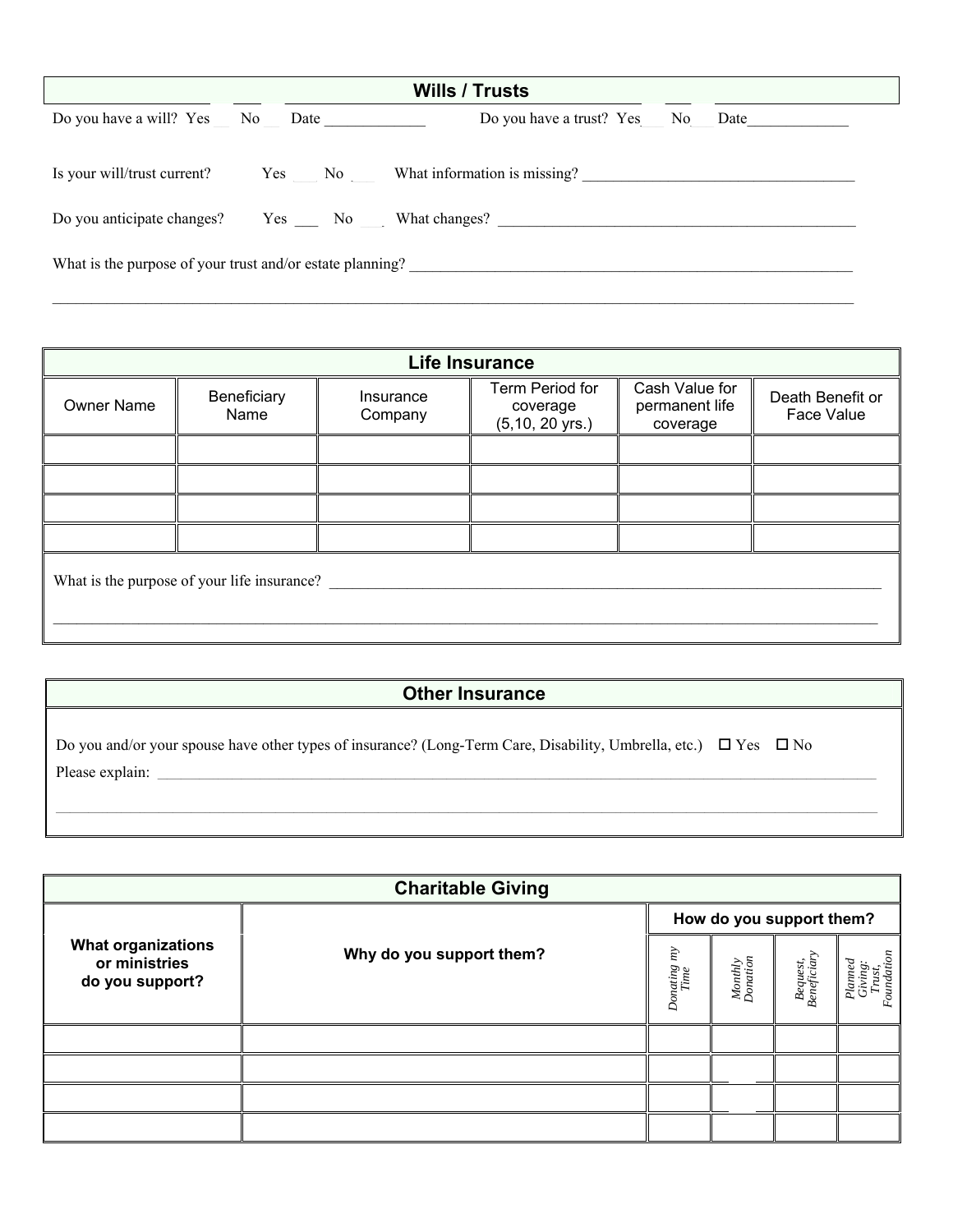## Wills / Trusts

Do you have a will? Yes \_\_ No \_\_ Date \_\_\_\_\_\_\_\_\_\_\_\_\_ Do you have a trust? Yes\_\_\_ No\_\_\_ Date\_\_\_\_\_\_\_\_\_\_\_\_\_

Is your will/trust current? Yes \_\_\_ No \_\_\_ What information is missing? \_\_\_\_\_\_\_\_\_\_\_\_\_\_\_\_\_\_\_\_\_\_\_\_\_\_\_\_\_\_\_\_\_\_\_

Do you anticipate changes? Yes \_\_\_ No \_\_\_ What changes? \_\_\_\_\_\_\_\_\_\_\_\_\_\_\_\_\_\_\_\_\_\_\_\_\_\_\_\_\_\_\_\_\_\_\_\_\_\_\_\_\_\_\_\_\_\_\_

What is the purpose of your trust and/or estate planning? \_\_\_\_\_\_\_\_\_\_\_\_\_\_\_\_\_\_\_\_\_\_\_\_\_\_\_\_\_\_\_\_\_\_\_\_\_\_\_\_\_\_\_\_\_\_\_\_\_\_\_\_\_\_\_\_\_\_\_\_

\_\_\_\_\_\_\_\_\_\_\_\_\_\_\_\_\_\_\_\_\_\_\_\_\_\_\_\_\_\_\_\_\_\_\_\_\_\_\_\_\_\_\_\_\_\_\_\_\_\_\_\_\_\_\_\_\_\_\_\_\_\_\_\_\_\_\_\_\_\_\_\_\_\_\_\_\_\_\_\_\_\_\_\_\_\_\_\_\_\_\_\_\_\_\_\_\_\_\_\_\_\_\_\_\_\_\_\_\_\_\_\_\_\_\_\_

## Life Insurance

| Owner Name | Beneficiary Name | Insurance Company | Term Period for coverage (5,10, 20 yrs.) | Cash Value for permanent life coverage | Death Benefit or Face Value |
|---|---|---|---|---|---|
| | | | | | |
| | | | | | |
| | | | | | |
| | | | | | |

What is the purpose of your life insurance? \_\_\_\_\_\_\_\_\_\_\_\_\_\_\_\_\_\_\_\_\_\_\_\_\_\_\_\_\_\_\_\_\_\_\_\_\_\_\_\_\_\_\_\_\_\_\_\_\_\_\_\_\_\_\_\_\_\_\_\_\_\_\_\_\_\_\_\_\_\_\_\_\_\_

\_\_\_\_\_\_\_\_\_\_\_\_\_\_\_\_\_\_\_\_\_\_\_\_\_\_\_\_\_\_\_\_\_\_\_\_\_\_\_\_\_\_\_\_\_\_\_\_\_\_\_\_\_\_\_\_\_\_\_\_\_\_\_\_\_\_\_\_\_\_\_\_\_\_\_\_\_\_\_\_\_\_\_\_\_\_\_\_\_\_\_\_\_\_\_\_\_\_\_\_\_\_\_\_\_\_\_\_\_\_\_\_\_\_\_\_

## Other Insurance

Do you and/or your spouse have other types of insurance? (Long-Term Care, Disability, Umbrella, etc.) ☐ Yes ☐ No

Please explain: \_\_\_\_\_\_\_\_\_\_\_\_\_\_\_\_\_\_\_\_\_\_\_\_\_\_\_\_\_\_\_\_\_\_\_\_\_\_\_\_\_\_\_\_\_\_\_\_\_\_\_\_\_\_\_\_\_\_\_\_\_\_\_\_\_\_\_\_\_\_\_\_\_\_\_\_\_\_\_\_\_\_\_\_\_\_\_\_\_\_\_\_\_\_

\_\_\_\_\_\_\_\_\_\_\_\_\_\_\_\_\_\_\_\_\_\_\_\_\_\_\_\_\_\_\_\_\_\_\_\_\_\_\_\_\_\_\_\_\_\_\_\_\_\_\_\_\_\_\_\_\_\_\_\_\_\_\_\_\_\_\_\_\_\_\_\_\_\_\_\_\_\_\_\_\_\_\_\_\_\_\_\_\_\_\_\_\_\_\_\_\_\_\_\_\_\_\_\_\_\_\_\_\_\_\_\_\_\_\_\_

## Charitable Giving

| **What organizations or ministries do you support?** | **Why do you support them?** | **How do you support them?** | | | |
|---|---|---|---|---|---|
| | | *Donating my Time* | *Monthly Donation* | *Bequest, Beneficiary* | *Planned Giving: Trust, Foundation* |
| | | | | | |
| | | | | | |
| | | | | | |
| | | | | | |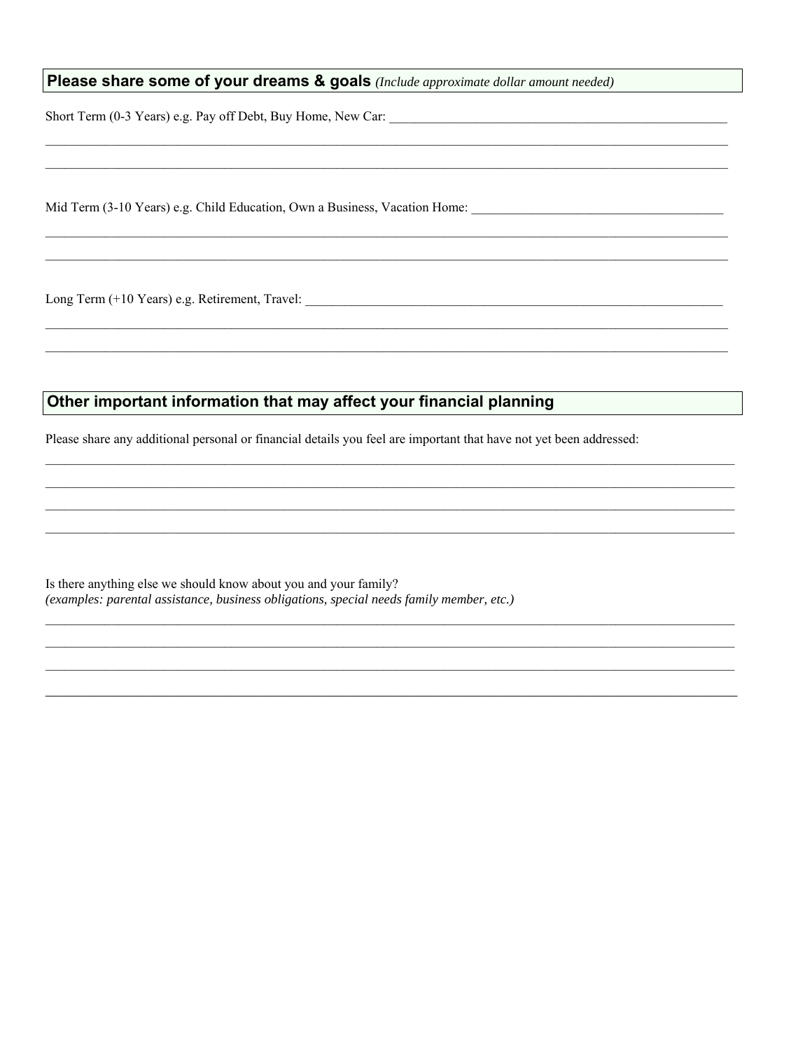## Please share some of your dreams & goals *(Include approximate dollar amount needed)*

Short Term (0-3 Years) e.g. Pay off Debt, Buy Home, New Car: ____________________________________________________

______________________________________________________________________________________________

______________________________________________________________________________________________

Mid Term (3-10 Years) e.g. Child Education, Own a Business, Vacation Home: ______________________________________

______________________________________________________________________________________________

______________________________________________________________________________________________

Long Term (+10 Years) e.g. Retirement, Travel: ____________________________________________________________

______________________________________________________________________________________________

______________________________________________________________________________________________

## Other important information that may affect your financial planning

Please share any additional personal or financial details you feel are important that have not yet been addressed:

______________________________________________________________________________________________

______________________________________________________________________________________________

______________________________________________________________________________________________

______________________________________________________________________________________________

Is there anything else we should know about you and your family?
***(examples: parental assistance, business obligations, special needs family member, etc.)***

______________________________________________________________________________________________

______________________________________________________________________________________________

______________________________________________________________________________________________

______________________________________________________________________________________________